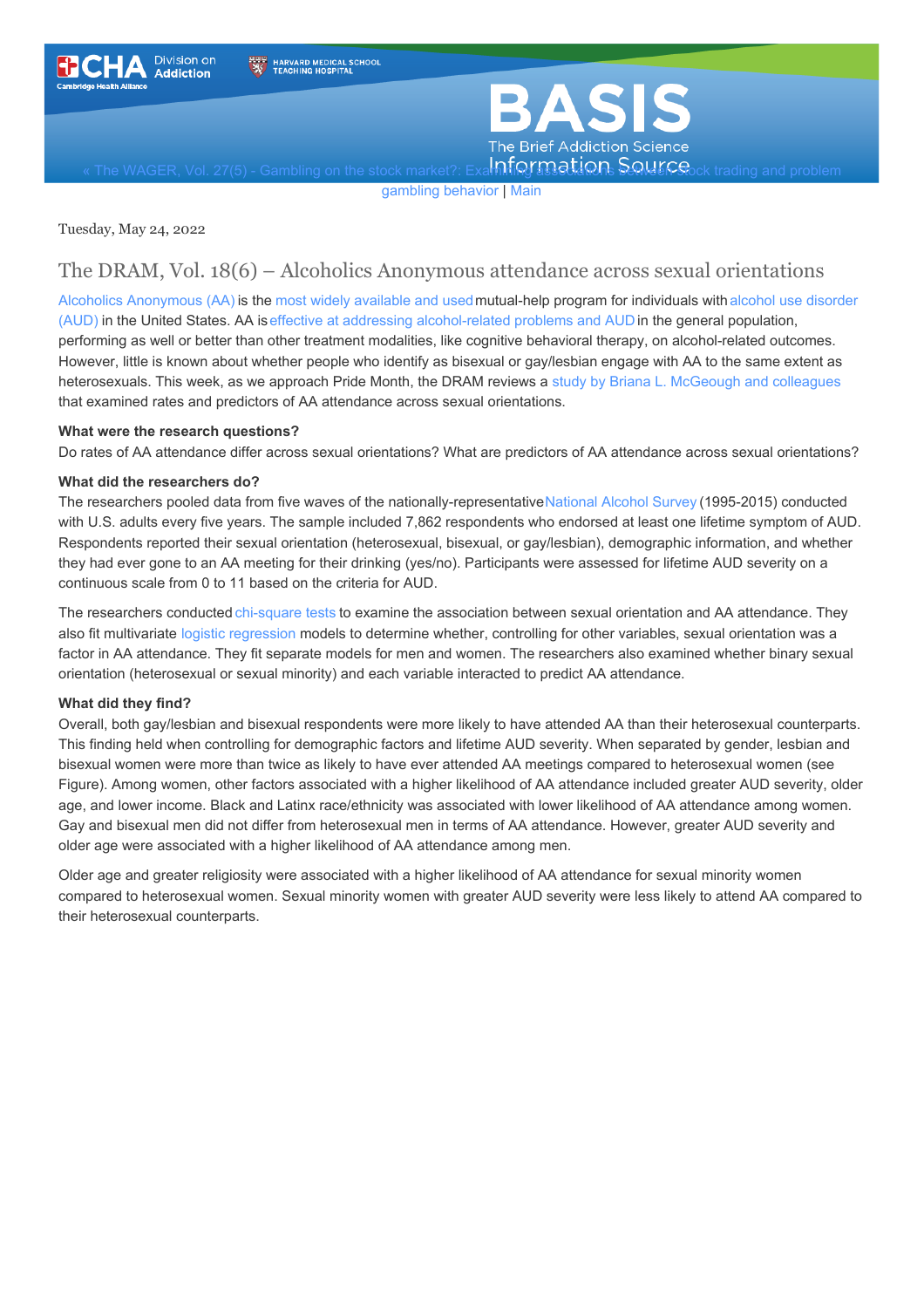« The WAGER, Vol. 27(5) - Gambling on the stock market?: Examining associations between stock trading and problem gambling behavior | Main

Tuesday, May 24, 2022

# The DRAM, Vol. 18(6) – Alcoholics Anonymous attendance across sexual orientations

Alcoholics Anonymous (AA) is the most widely available and used mutual-help program for individuals with alcohol use disorder (AUD) in the United States. AA is effective at addressing alcohol-related problems and AUD in the general population, performing as well or better than other treatment modalities, like cognitive behavioral therapy, on alcohol-related outcomes. However, little is known about whether people who identify as bisexual or gay/lesbian engage with AA to the same extent as heterosexuals. This week, as we approach Pride Month, the DRAM reviews a study by Briana L. McGeough and colleagues that examined rates and predictors of AA attendance across sexual orientations.

**What were the research questions?**

Do rates of AA attendance differ across sexual orientations? What are predictors of AA attendance across sexual orientations?

**What did the researchers do?**

The researchers pooled data from five waves of the nationally-representative National Alcohol Survey (1995-2015) conducted with U.S. adults every five years. The sample included 7,862 respondents who endorsed at least one lifetime symptom of AUD. Respondents reported their sexual orientation (heterosexual, bisexual, or gay/lesbian), demographic information, and whether they had ever gone to an AA meeting for their drinking (yes/no). Participants were assessed for lifetime AUD severity on a continuous scale from 0 to 11 based on the criteria for AUD.

The researchers conducted chi-square tests to examine the association between sexual orientation and AA attendance. They also fit multivariate logistic regression models to determine whether, controlling for other variables, sexual orientation was a factor in AA attendance. They fit separate models for men and women. The researchers also examined whether binary sexual orientation (heterosexual or sexual minority) and each variable interacted to predict AA attendance.

**What did they find?**

Overall, both gay/lesbian and bisexual respondents were more likely to have attended AA than their heterosexual counterparts. This finding held when controlling for demographic factors and lifetime AUD severity. When separated by gender, lesbian and bisexual women were more than twice as likely to have ever attended AA meetings compared to heterosexual women (see Figure). Among women, other factors associated with a higher likelihood of AA attendance included greater AUD severity, older age, and lower income. Black and Latinx race/ethnicity was associated with lower likelihood of AA attendance among women. Gay and bisexual men did not differ from heterosexual men in terms of AA attendance. However, greater AUD severity and older age were associated with a higher likelihood of AA attendance among men.

Older age and greater religiosity were associated with a higher likelihood of AA attendance for sexual minority women compared to heterosexual women. Sexual minority women with greater AUD severity were less likely to attend AA compared to their heterosexual counterparts.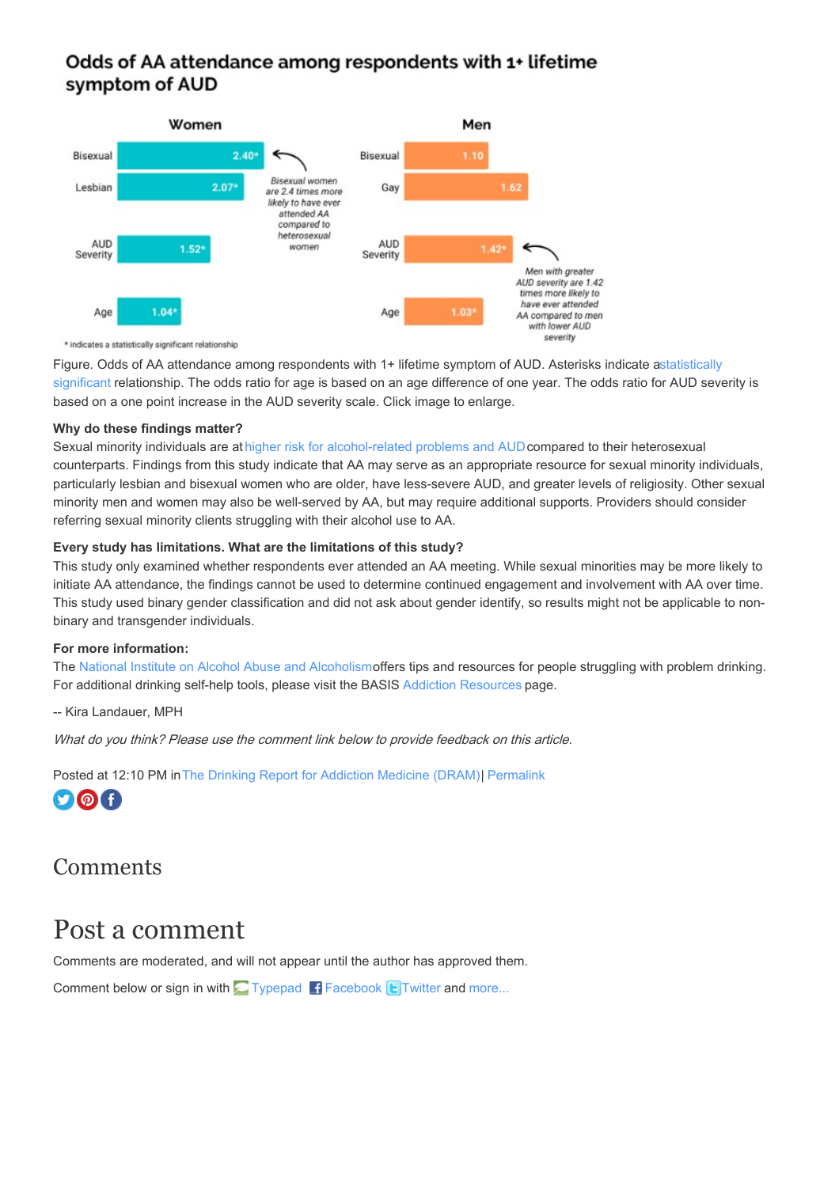## Odds of AA attendance among respondents with 1+ lifetime symptom of AUD

Women

Bisexual 2.40*

Lesbian 2.07*

AUD Severity 1.52*

Age 1.04*

Bisexual women are 2.4 times more likely to have ever attended AA compared to heterosexual women

Men

Bisexual 1.10

Gay 1.62

AUD Severity 1.42*

Age 1.03*

Men with greater AUD severity are 1.42 times more likely to have ever attended AA compared to men with lower AUD severity

* indicates a statistically significant relationship

Figure. Odds of AA attendance among respondents with 1+ lifetime symptom of AUD. Asterisks indicate a statistically significant relationship. The odds ratio for age is based on an age difference of one year. The odds ratio for AUD severity is based on a one point increase in the AUD severity scale. Click image to enlarge.

**Why do these findings matter?**

Sexual minority individuals are at higher risk for alcohol-related problems and AUD compared to their heterosexual counterparts. Findings from this study indicate that AA may serve as an appropriate resource for sexual minority individuals, particularly lesbian and bisexual women who are older, have less-severe AUD, and greater levels of religiosity. Other sexual minority men and women may also be well-served by AA, but may require additional supports. Providers should consider referring sexual minority clients struggling with their alcohol use to AA.

**Every study has limitations. What are the limitations of this study?**

This study only examined whether respondents ever attended an AA meeting. While sexual minorities may be more likely to initiate AA attendance, the findings cannot be used to determine continued engagement and involvement with AA over time. This study used binary gender classification and did not ask about gender identify, so results might not be applicable to non-binary and transgender individuals.

**For more information:**

The National Institute on Alcohol Abuse and Alcoholism offers tips and resources for people struggling with problem drinking. For additional drinking self-help tools, please visit the BASIS Addiction Resources page.

-- Kira Landauer, MPH

*What do you think? Please use the comment link below to provide feedback on this article.*

Posted at 12:10 PM in The Drinking Report for Addiction Medicine (DRAM) | Permalink

# Comments

# Post a comment

Comments are moderated, and will not appear until the author has approved them.

Comment below or sign in with Typepad Facebook Twitter and more...